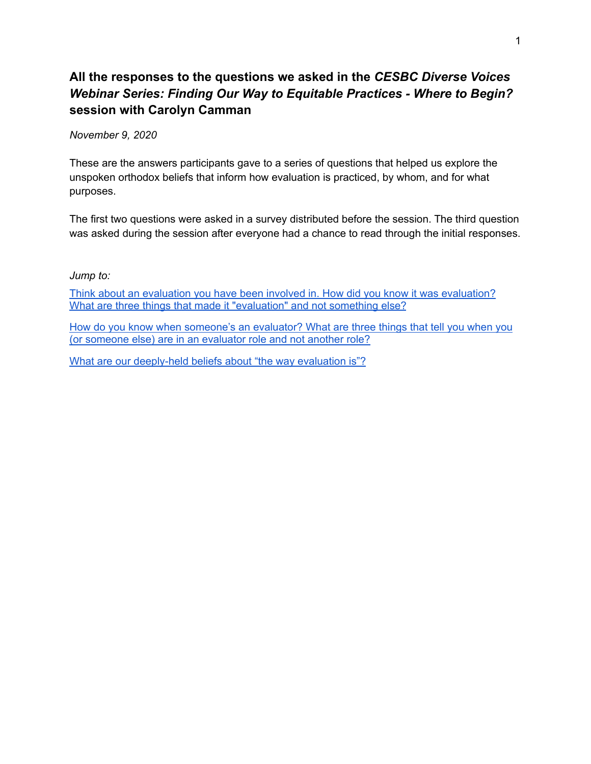# All the responses to the questions we asked in the *CESBC Diverse Voices Webinar Series: Finding Our Way to Equitable Practices - Where to Begin?* session with Carolyn Camman

*November 9, 2020*

These are the answers participants gave to a series of questions that helped us explore the unspoken orthodox beliefs that inform how evaluation is practiced, by whom, and for what purposes.

The first two questions were asked in a survey distributed before the session. The third question was asked during the session after everyone had a chance to read through the initial responses.

*Jump to:*

Think about an evaluation you have been involved in. How did you know it was evaluation? What are three things that made it "evaluation" and not something else?

How do you know when someone's an evaluator? What are three things that tell you when you (or someone else) are in an evaluator role and not another role?

What are our deeply-held beliefs about "the way evaluation is"?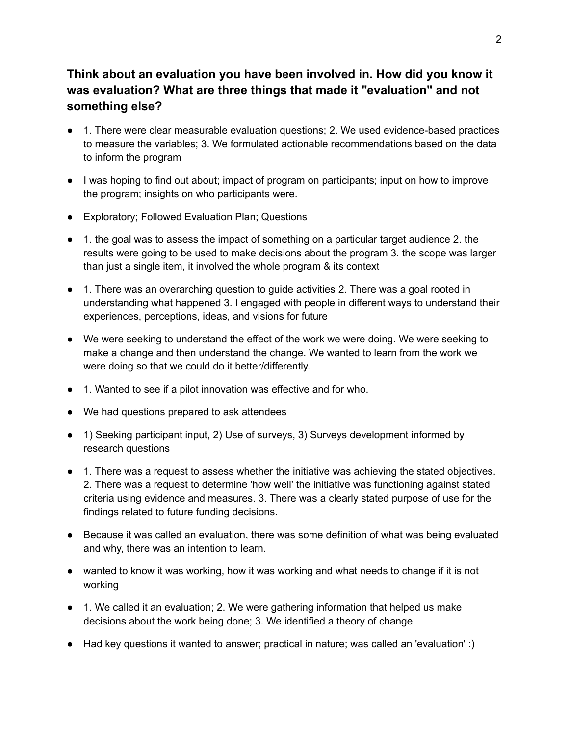## Think about an evaluation you have been involved in. How did you know it was evaluation? What are three things that made it "evaluation" and not something else?

- 1. There were clear measurable evaluation questions; 2. We used evidence-based practices to measure the variables; 3. We formulated actionable recommendations based on the data to inform the program
- I was hoping to find out about; impact of program on participants; input on how to improve the program; insights on who participants were.
- Exploratory; Followed Evaluation Plan; Questions
- 1. the goal was to assess the impact of something on a particular target audience 2. the results were going to be used to make decisions about the program 3. the scope was larger than just a single item, it involved the whole program & its context
- 1. There was an overarching question to guide activities 2. There was a goal rooted in understanding what happened 3. I engaged with people in different ways to understand their experiences, perceptions, ideas, and visions for future
- We were seeking to understand the effect of the work we were doing. We were seeking to make a change and then understand the change. We wanted to learn from the work we were doing so that we could do it better/differently.
- 1. Wanted to see if a pilot innovation was effective and for who.
- We had questions prepared to ask attendees
- 1) Seeking participant input, 2) Use of surveys, 3) Surveys development informed by research questions
- 1. There was a request to assess whether the initiative was achieving the stated objectives. 2. There was a request to determine 'how well' the initiative was functioning against stated criteria using evidence and measures. 3. There was a clearly stated purpose of use for the findings related to future funding decisions.
- Because it was called an evaluation, there was some definition of what was being evaluated and why, there was an intention to learn.
- wanted to know it was working, how it was working and what needs to change if it is not working
- 1. We called it an evaluation; 2. We were gathering information that helped us make decisions about the work being done; 3. We identified a theory of change
- Had key questions it wanted to answer; practical in nature; was called an 'evaluation' :)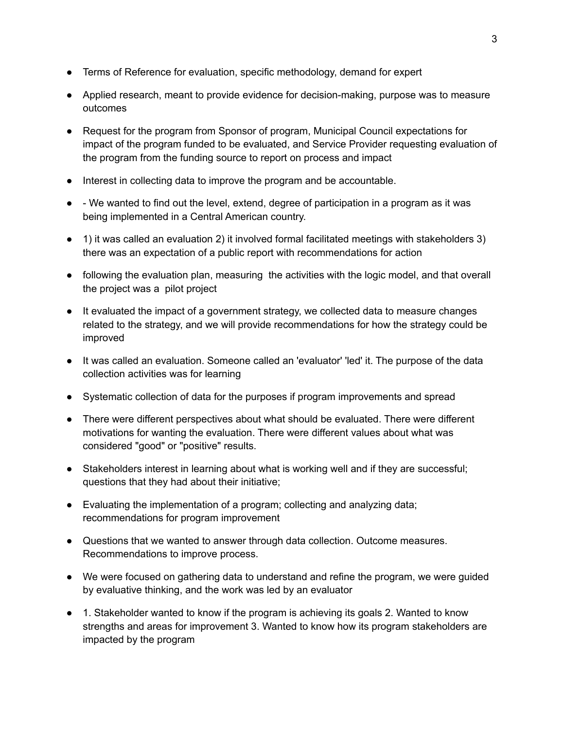- Terms of Reference for evaluation, specific methodology, demand for expert
- Applied research, meant to provide evidence for decision-making, purpose was to measure outcomes
- Request for the program from Sponsor of program, Municipal Council expectations for impact of the program funded to be evaluated, and Service Provider requesting evaluation of the program from the funding source to report on process and impact
- Interest in collecting data to improve the program and be accountable.
- - We wanted to find out the level, extend, degree of participation in a program as it was being implemented in a Central American country.
- 1) it was called an evaluation 2) it involved formal facilitated meetings with stakeholders 3) there was an expectation of a public report with recommendations for action
- following the evaluation plan, measuring the activities with the logic model, and that overall the project was a pilot project
- It evaluated the impact of a government strategy, we collected data to measure changes related to the strategy, and we will provide recommendations for how the strategy could be improved
- It was called an evaluation. Someone called an 'evaluator' 'led' it. The purpose of the data collection activities was for learning
- Systematic collection of data for the purposes if program improvements and spread
- There were different perspectives about what should be evaluated. There were different motivations for wanting the evaluation. There were different values about what was considered "good" or "positive" results.
- Stakeholders interest in learning about what is working well and if they are successful; questions that they had about their initiative;
- Evaluating the implementation of a program; collecting and analyzing data; recommendations for program improvement
- Questions that we wanted to answer through data collection. Outcome measures. Recommendations to improve process.
- We were focused on gathering data to understand and refine the program, we were guided by evaluative thinking, and the work was led by an evaluator
- 1. Stakeholder wanted to know if the program is achieving its goals 2. Wanted to know strengths and areas for improvement 3. Wanted to know how its program stakeholders are impacted by the program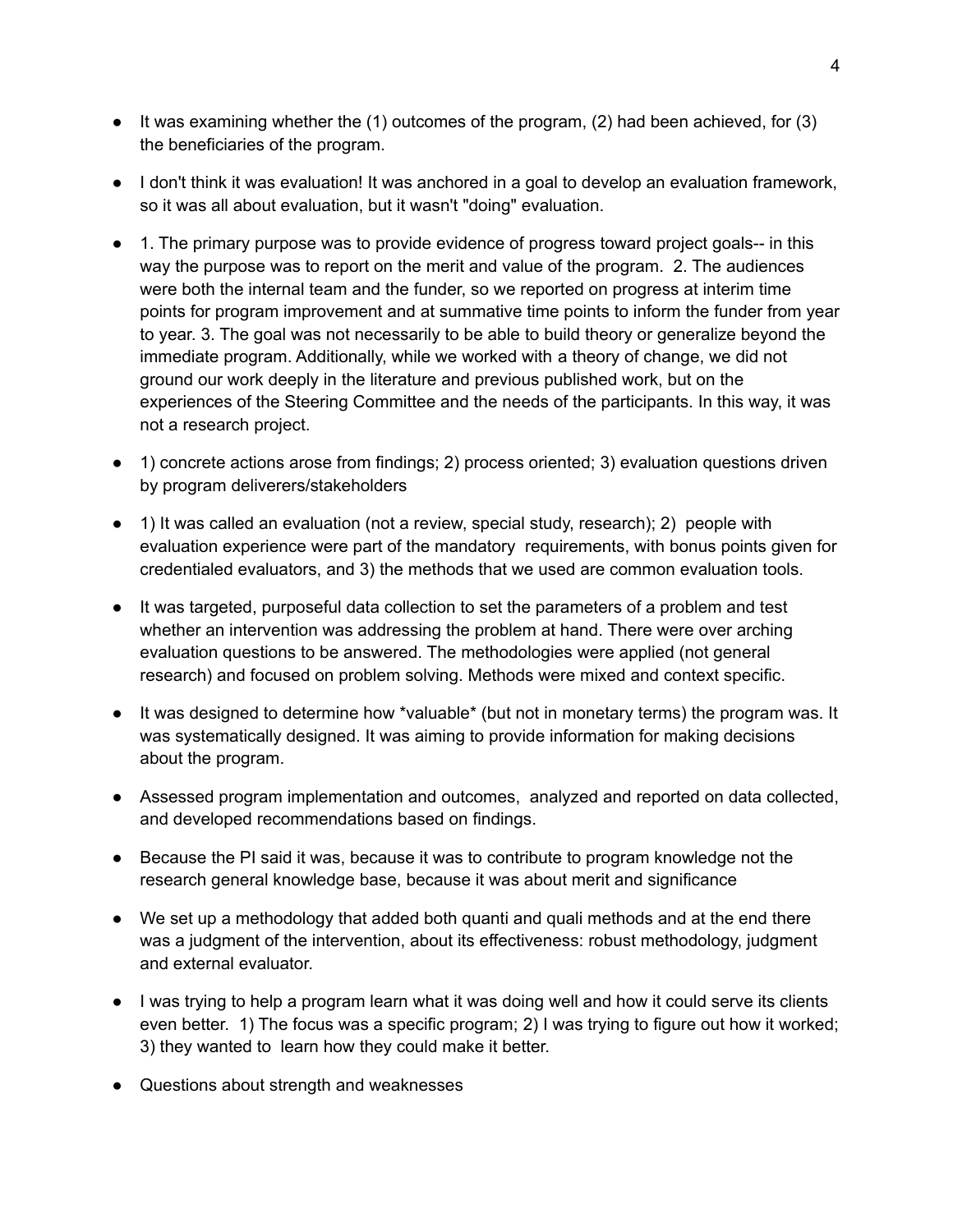- It was examining whether the (1) outcomes of the program, (2) had been achieved, for (3) the beneficiaries of the program.
- I don't think it was evaluation! It was anchored in a goal to develop an evaluation framework, so it was all about evaluation, but it wasn't "doing" evaluation.
- 1. The primary purpose was to provide evidence of progress toward project goals-- in this way the purpose was to report on the merit and value of the program. 2. The audiences were both the internal team and the funder, so we reported on progress at interim time points for program improvement and at summative time points to inform the funder from year to year. 3. The goal was not necessarily to be able to build theory or generalize beyond the immediate program. Additionally, while we worked with a theory of change, we did not ground our work deeply in the literature and previous published work, but on the experiences of the Steering Committee and the needs of the participants. In this way, it was not a research project.
- 1) concrete actions arose from findings; 2) process oriented; 3) evaluation questions driven by program deliverers/stakeholders
- 1) It was called an evaluation (not a review, special study, research); 2) people with evaluation experience were part of the mandatory requirements, with bonus points given for credentialed evaluators, and 3) the methods that we used are common evaluation tools.
- It was targeted, purposeful data collection to set the parameters of a problem and test whether an intervention was addressing the problem at hand. There were over arching evaluation questions to be answered. The methodologies were applied (not general research) and focused on problem solving. Methods were mixed and context specific.
- It was designed to determine how *valuable* (but not in monetary terms) the program was. It was systematically designed. It was aiming to provide information for making decisions about the program.
- Assessed program implementation and outcomes, analyzed and reported on data collected, and developed recommendations based on findings.
- Because the PI said it was, because it was to contribute to program knowledge not the research general knowledge base, because it was about merit and significance
- We set up a methodology that added both quanti and quali methods and at the end there was a judgment of the intervention, about its effectiveness: robust methodology, judgment and external evaluator.
- I was trying to help a program learn what it was doing well and how it could serve its clients even better. 1) The focus was a specific program; 2) I was trying to figure out how it worked; 3) they wanted to learn how they could make it better.
- Questions about strength and weaknesses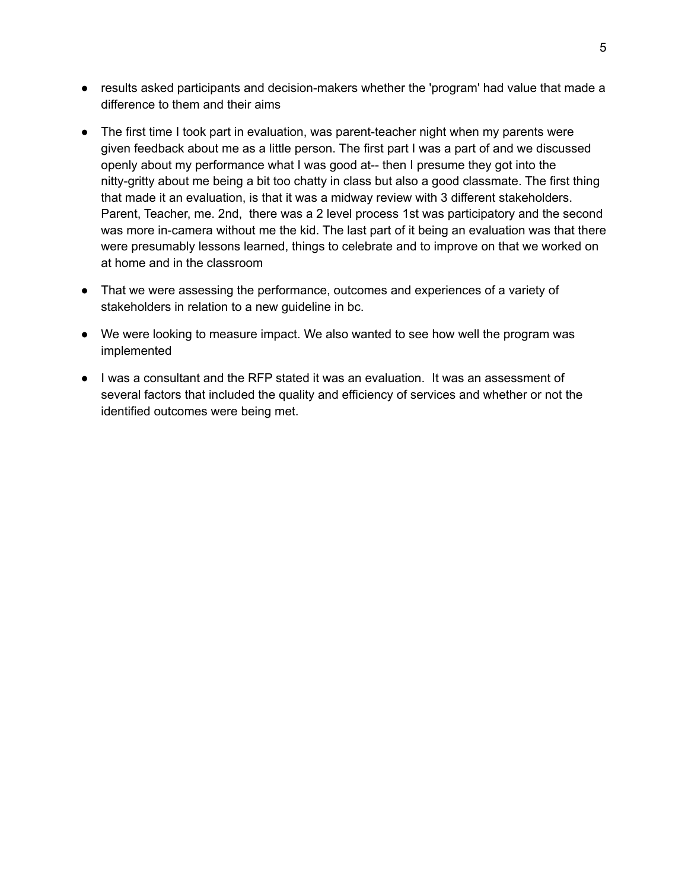- results asked participants and decision-makers whether the 'program' had value that made a difference to them and their aims
- The first time I took part in evaluation, was parent-teacher night when my parents were given feedback about me as a little person. The first part I was a part of and we discussed openly about my performance what I was good at-- then I presume they got into the nitty-gritty about me being a bit too chatty in class but also a good classmate. The first thing that made it an evaluation, is that it was a midway review with 3 different stakeholders. Parent, Teacher, me. 2nd, there was a 2 level process 1st was participatory and the second was more in-camera without me the kid. The last part of it being an evaluation was that there were presumably lessons learned, things to celebrate and to improve on that we worked on at home and in the classroom
- That we were assessing the performance, outcomes and experiences of a variety of stakeholders in relation to a new guideline in bc.
- We were looking to measure impact. We also wanted to see how well the program was implemented
- I was a consultant and the RFP stated it was an evaluation. It was an assessment of several factors that included the quality and efficiency of services and whether or not the identified outcomes were being met.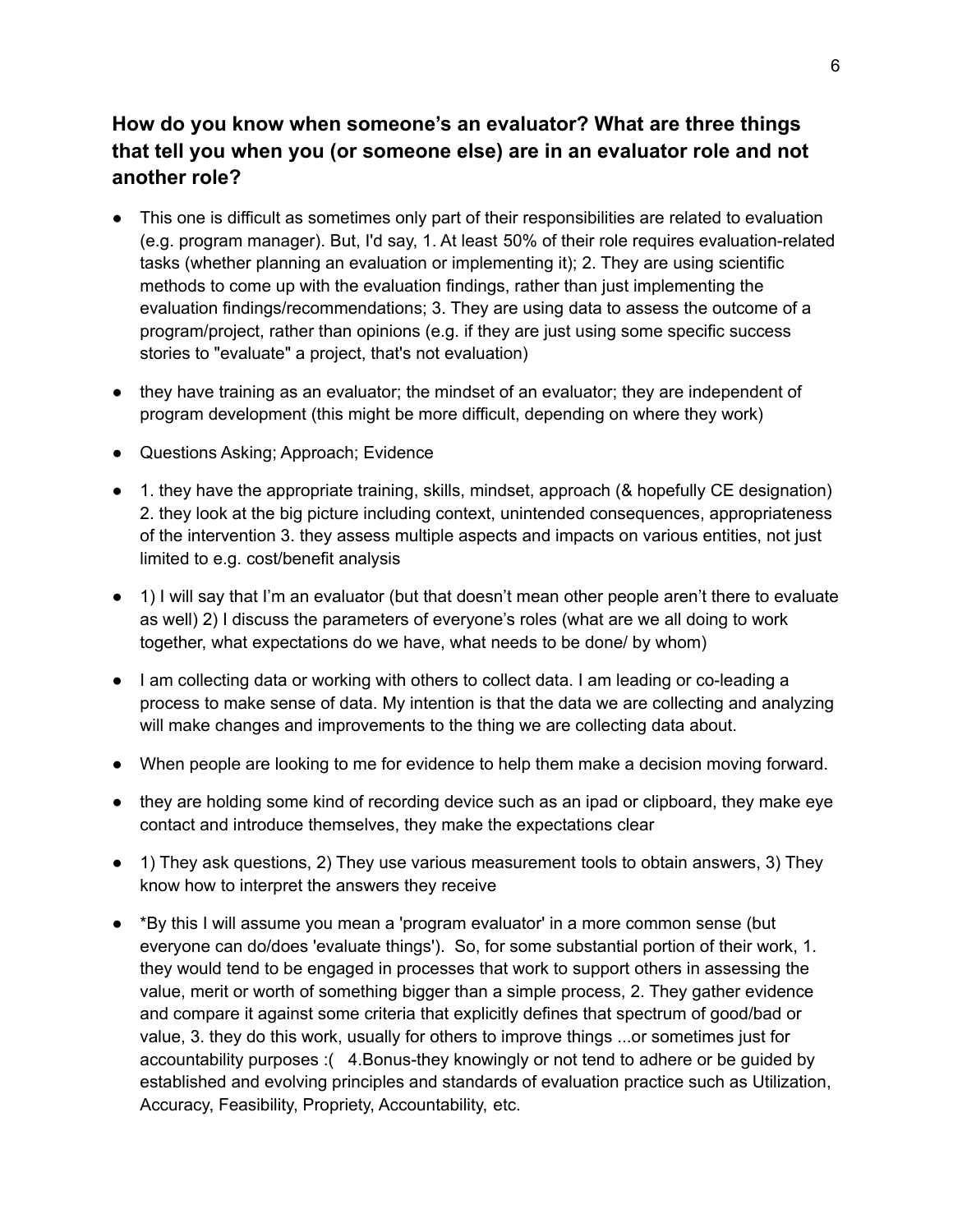## How do you know when someone's an evaluator? What are three things that tell you when you (or someone else) are in an evaluator role and not another role?

- This one is difficult as sometimes only part of their responsibilities are related to evaluation (e.g. program manager). But, I'd say, 1. At least 50% of their role requires evaluation-related tasks (whether planning an evaluation or implementing it); 2. They are using scientific methods to come up with the evaluation findings, rather than just implementing the evaluation findings/recommendations; 3. They are using data to assess the outcome of a program/project, rather than opinions (e.g. if they are just using some specific success stories to "evaluate" a project, that's not evaluation)
- they have training as an evaluator; the mindset of an evaluator; they are independent of program development (this might be more difficult, depending on where they work)
- Questions Asking; Approach; Evidence
- 1. they have the appropriate training, skills, mindset, approach (& hopefully CE designation) 2. they look at the big picture including context, unintended consequences, appropriateness of the intervention 3. they assess multiple aspects and impacts on various entities, not just limited to e.g. cost/benefit analysis
- 1) I will say that I'm an evaluator (but that doesn't mean other people aren't there to evaluate as well) 2) I discuss the parameters of everyone's roles (what are we all doing to work together, what expectations do we have, what needs to be done/ by whom)
- I am collecting data or working with others to collect data. I am leading or co-leading a process to make sense of data. My intention is that the data we are collecting and analyzing will make changes and improvements to the thing we are collecting data about.
- When people are looking to me for evidence to help them make a decision moving forward.
- they are holding some kind of recording device such as an ipad or clipboard, they make eye contact and introduce themselves, they make the expectations clear
- 1) They ask questions, 2) They use various measurement tools to obtain answers, 3) They know how to interpret the answers they receive
- *By this I will assume you mean a 'program evaluator' in a more common sense (but everyone can do/does 'evaluate things'). So, for some substantial portion of their work, 1. they would tend to be engaged in processes that work to support others in assessing the value, merit or worth of something bigger than a simple process, 2. They gather evidence and compare it against some criteria that explicitly defines that spectrum of good/bad or value, 3. they do this work, usually for others to improve things ...or sometimes just for accountability purposes :( 4.Bonus-they knowingly or not tend to adhere or be guided by established and evolving principles and standards of evaluation practice such as Utilization, Accuracy, Feasibility, Propriety, Accountability, etc.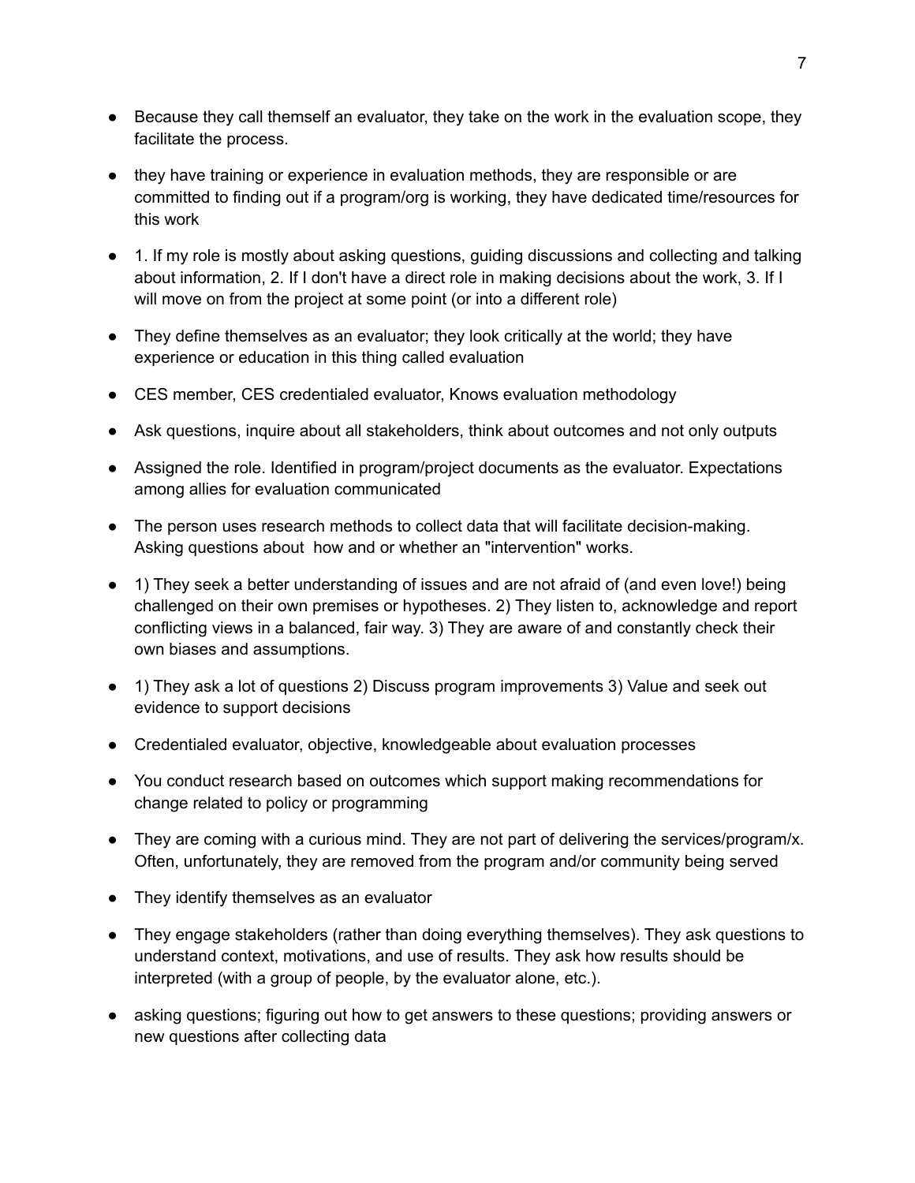- Because they call themself an evaluator, they take on the work in the evaluation scope, they facilitate the process.
- they have training or experience in evaluation methods, they are responsible or are committed to finding out if a program/org is working, they have dedicated time/resources for this work
- 1. If my role is mostly about asking questions, guiding discussions and collecting and talking about information, 2. If I don't have a direct role in making decisions about the work, 3. If I will move on from the project at some point (or into a different role)
- They define themselves as an evaluator; they look critically at the world; they have experience or education in this thing called evaluation
- CES member, CES credentialed evaluator, Knows evaluation methodology
- Ask questions, inquire about all stakeholders, think about outcomes and not only outputs
- Assigned the role. Identified in program/project documents as the evaluator. Expectations among allies for evaluation communicated
- The person uses research methods to collect data that will facilitate decision-making. Asking questions about how and or whether an "intervention" works.
- 1) They seek a better understanding of issues and are not afraid of (and even love!) being challenged on their own premises or hypotheses. 2) They listen to, acknowledge and report conflicting views in a balanced, fair way. 3) They are aware of and constantly check their own biases and assumptions.
- 1) They ask a lot of questions 2) Discuss program improvements 3) Value and seek out evidence to support decisions
- Credentialed evaluator, objective, knowledgeable about evaluation processes
- You conduct research based on outcomes which support making recommendations for change related to policy or programming
- They are coming with a curious mind. They are not part of delivering the services/program/x. Often, unfortunately, they are removed from the program and/or community being served
- They identify themselves as an evaluator
- They engage stakeholders (rather than doing everything themselves). They ask questions to understand context, motivations, and use of results. They ask how results should be interpreted (with a group of people, by the evaluator alone, etc.).
- asking questions; figuring out how to get answers to these questions; providing answers or new questions after collecting data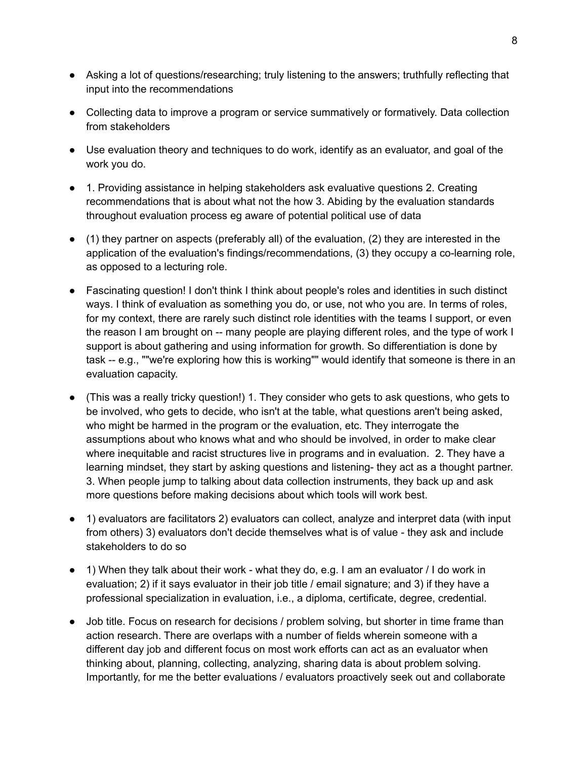- Asking a lot of questions/researching; truly listening to the answers; truthfully reflecting that input into the recommendations
- Collecting data to improve a program or service summatively or formatively. Data collection from stakeholders
- Use evaluation theory and techniques to do work, identify as an evaluator, and goal of the work you do.
- 1. Providing assistance in helping stakeholders ask evaluative questions 2. Creating recommendations that is about what not the how 3. Abiding by the evaluation standards throughout evaluation process eg aware of potential political use of data
- (1) they partner on aspects (preferably all) of the evaluation, (2) they are interested in the application of the evaluation's findings/recommendations, (3) they occupy a co-learning role, as opposed to a lecturing role.
- Fascinating question! I don't think I think about people's roles and identities in such distinct ways. I think of evaluation as something you do, or use, not who you are. In terms of roles, for my context, there are rarely such distinct role identities with the teams I support, or even the reason I am brought on -- many people are playing different roles, and the type of work I support is about gathering and using information for growth. So differentiation is done by task -- e.g., ""we're exploring how this is working"" would identify that someone is there in an evaluation capacity.
- (This was a really tricky question!) 1. They consider who gets to ask questions, who gets to be involved, who gets to decide, who isn't at the table, what questions aren't being asked, who might be harmed in the program or the evaluation, etc. They interrogate the assumptions about who knows what and who should be involved, in order to make clear where inequitable and racist structures live in programs and in evaluation. 2. They have a learning mindset, they start by asking questions and listening- they act as a thought partner. 3. When people jump to talking about data collection instruments, they back up and ask more questions before making decisions about which tools will work best.
- 1) evaluators are facilitators 2) evaluators can collect, analyze and interpret data (with input from others) 3) evaluators don't decide themselves what is of value - they ask and include stakeholders to do so
- 1) When they talk about their work - what they do, e.g. I am an evaluator / I do work in evaluation; 2) if it says evaluator in their job title / email signature; and 3) if they have a professional specialization in evaluation, i.e., a diploma, certificate, degree, credential.
- Job title. Focus on research for decisions / problem solving, but shorter in time frame than action research. There are overlaps with a number of fields wherein someone with a different day job and different focus on most work efforts can act as an evaluator when thinking about, planning, collecting, analyzing, sharing data is about problem solving. Importantly, for me the better evaluations / evaluators proactively seek out and collaborate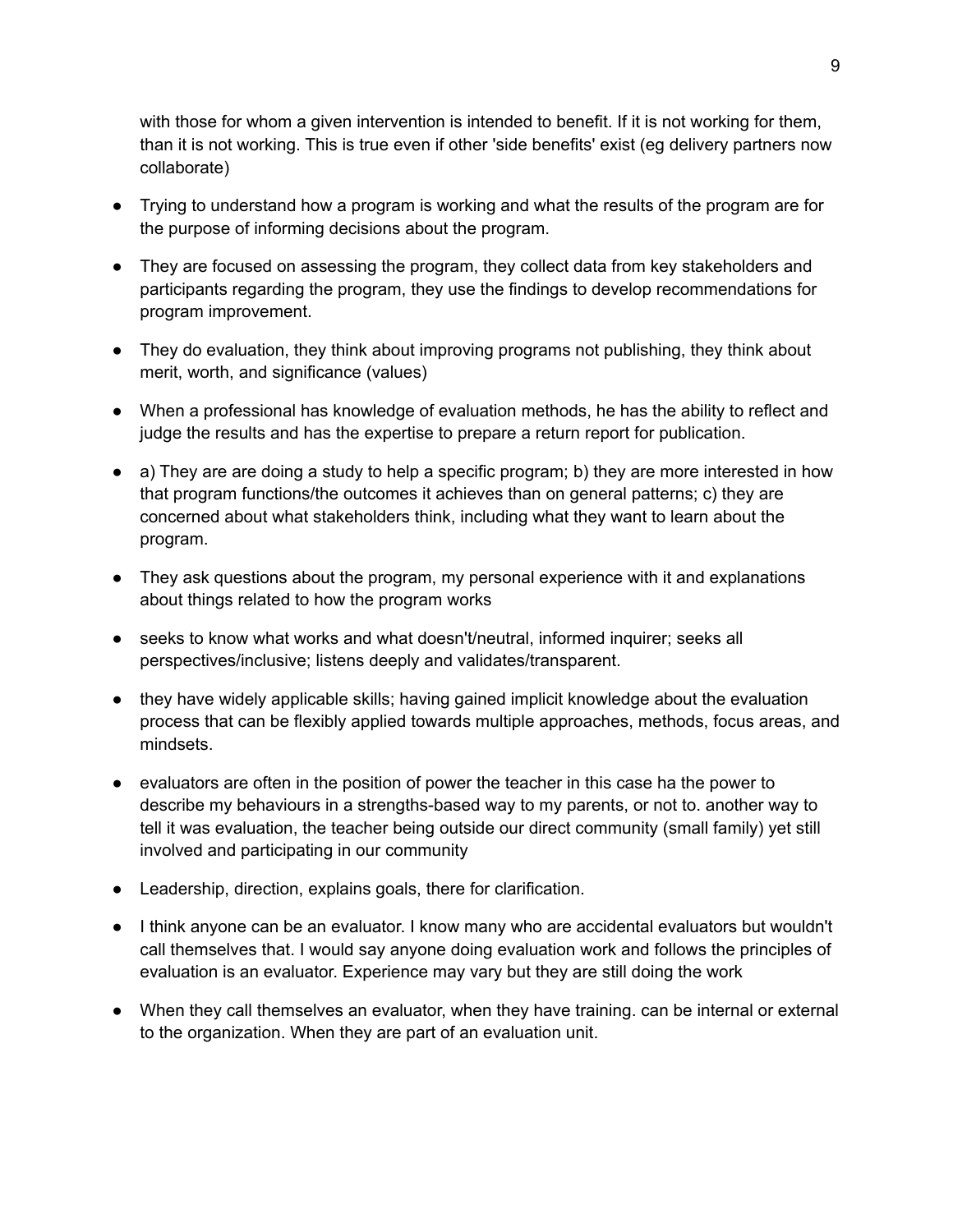with those for whom a given intervention is intended to benefit. If it is not working for them, than it is not working. This is true even if other 'side benefits' exist (eg delivery partners now collaborate)

- Trying to understand how a program is working and what the results of the program are for the purpose of informing decisions about the program.
- They are focused on assessing the program, they collect data from key stakeholders and participants regarding the program, they use the findings to develop recommendations for program improvement.
- They do evaluation, they think about improving programs not publishing, they think about merit, worth, and significance (values)
- When a professional has knowledge of evaluation methods, he has the ability to reflect and judge the results and has the expertise to prepare a return report for publication.
- a) They are are doing a study to help a specific program; b) they are more interested in how that program functions/the outcomes it achieves than on general patterns; c) they are concerned about what stakeholders think, including what they want to learn about the program.
- They ask questions about the program, my personal experience with it and explanations about things related to how the program works
- seeks to know what works and what doesn't/neutral, informed inquirer; seeks all perspectives/inclusive; listens deeply and validates/transparent.
- they have widely applicable skills; having gained implicit knowledge about the evaluation process that can be flexibly applied towards multiple approaches, methods, focus areas, and mindsets.
- evaluators are often in the position of power the teacher in this case ha the power to describe my behaviours in a strengths-based way to my parents, or not to. another way to tell it was evaluation, the teacher being outside our direct community (small family) yet still involved and participating in our community
- Leadership, direction, explains goals, there for clarification.
- I think anyone can be an evaluator. I know many who are accidental evaluators but wouldn't call themselves that. I would say anyone doing evaluation work and follows the principles of evaluation is an evaluator. Experience may vary but they are still doing the work
- When they call themselves an evaluator, when they have training. can be internal or external to the organization. When they are part of an evaluation unit.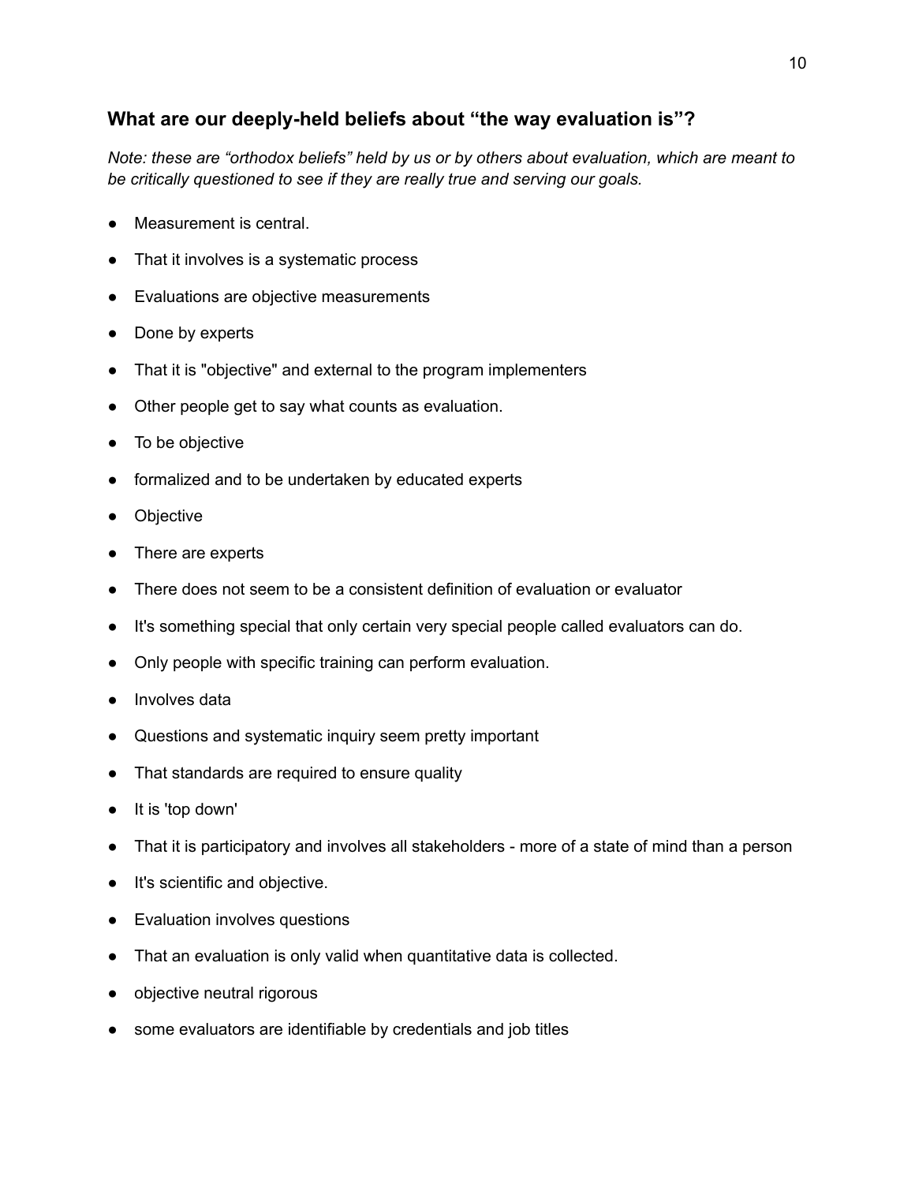### What are our deeply-held beliefs about "the way evaluation is"?

*Note: these are "orthodox beliefs" held by us or by others about evaluation, which are meant to be critically questioned to see if they are really true and serving our goals.*

- Measurement is central.
- That it involves is a systematic process
- Evaluations are objective measurements
- Done by experts
- That it is "objective" and external to the program implementers
- Other people get to say what counts as evaluation.
- To be objective
- formalized and to be undertaken by educated experts
- Objective
- There are experts
- There does not seem to be a consistent definition of evaluation or evaluator
- It's something special that only certain very special people called evaluators can do.
- Only people with specific training can perform evaluation.
- Involves data
- Questions and systematic inquiry seem pretty important
- That standards are required to ensure quality
- It is 'top down'
- That it is participatory and involves all stakeholders - more of a state of mind than a person
- It's scientific and objective.
- Evaluation involves questions
- That an evaluation is only valid when quantitative data is collected.
- objective neutral rigorous
- some evaluators are identifiable by credentials and job titles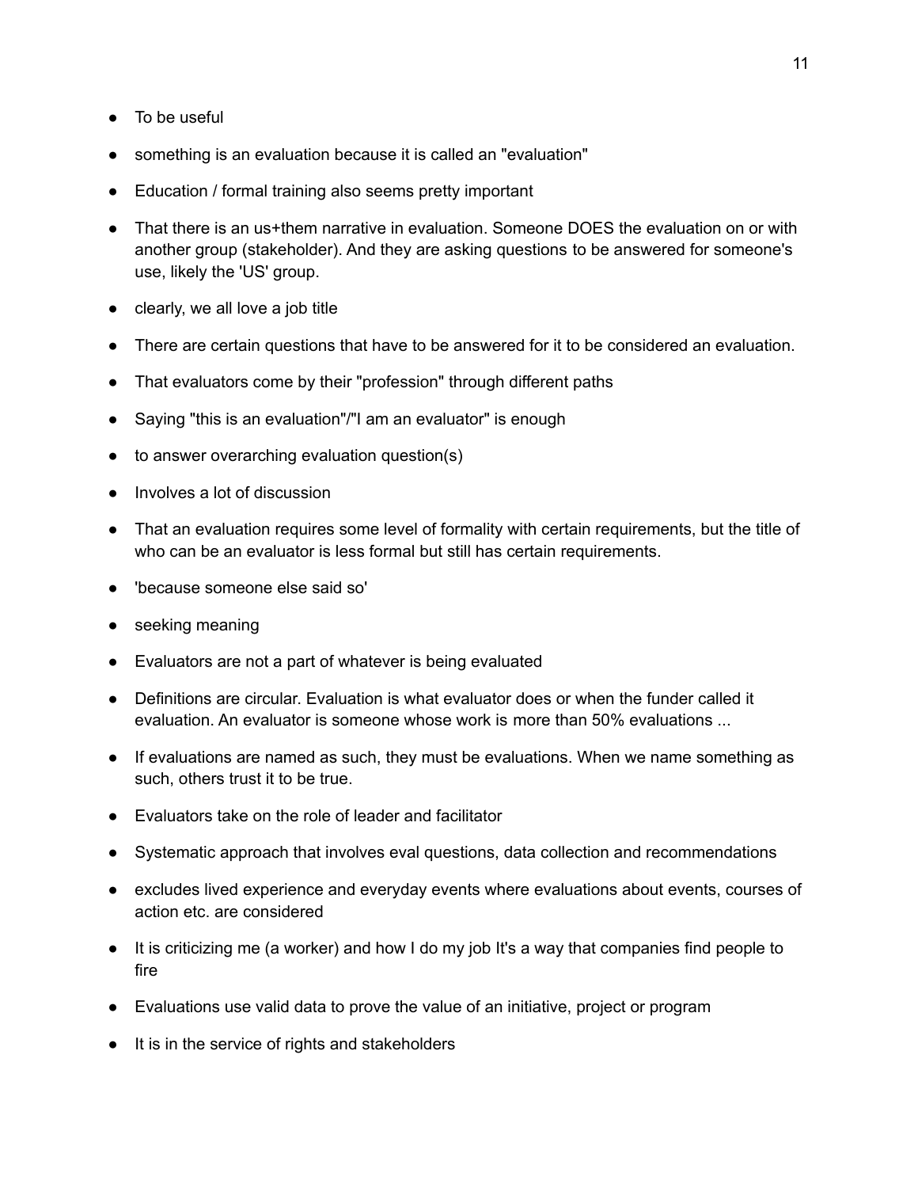- To be useful
- something is an evaluation because it is called an "evaluation"
- Education / formal training also seems pretty important
- That there is an us+them narrative in evaluation. Someone DOES the evaluation on or with another group (stakeholder). And they are asking questions to be answered for someone's use, likely the 'US' group.
- clearly, we all love a job title
- There are certain questions that have to be answered for it to be considered an evaluation.
- That evaluators come by their "profession" through different paths
- Saying "this is an evaluation"/"I am an evaluator" is enough
- to answer overarching evaluation question(s)
- Involves a lot of discussion
- That an evaluation requires some level of formality with certain requirements, but the title of who can be an evaluator is less formal but still has certain requirements.
- 'because someone else said so'
- seeking meaning
- Evaluators are not a part of whatever is being evaluated
- Definitions are circular. Evaluation is what evaluator does or when the funder called it evaluation. An evaluator is someone whose work is more than 50% evaluations ...
- If evaluations are named as such, they must be evaluations. When we name something as such, others trust it to be true.
- Evaluators take on the role of leader and facilitator
- Systematic approach that involves eval questions, data collection and recommendations
- excludes lived experience and everyday events where evaluations about events, courses of action etc. are considered
- It is criticizing me (a worker) and how I do my job It's a way that companies find people to fire
- Evaluations use valid data to prove the value of an initiative, project or program
- It is in the service of rights and stakeholders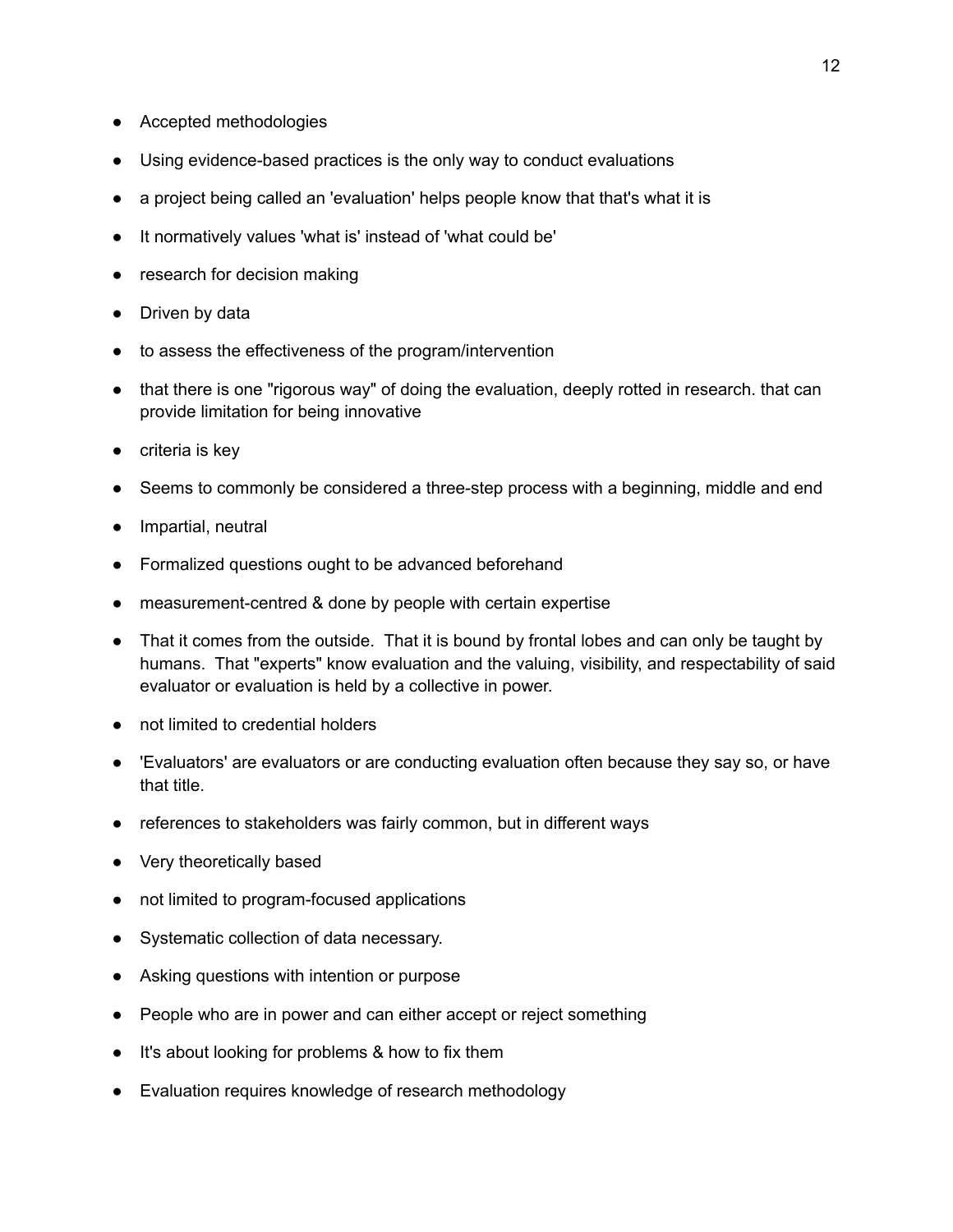- Accepted methodologies
- Using evidence-based practices is the only way to conduct evaluations
- a project being called an 'evaluation' helps people know that that's what it is
- It normatively values 'what is' instead of 'what could be'
- research for decision making
- Driven by data
- to assess the effectiveness of the program/intervention
- that there is one "rigorous way" of doing the evaluation, deeply rotted in research. that can provide limitation for being innovative
- criteria is key
- Seems to commonly be considered a three-step process with a beginning, middle and end
- Impartial, neutral
- Formalized questions ought to be advanced beforehand
- measurement-centred & done by people with certain expertise
- That it comes from the outside.  That it is bound by frontal lobes and can only be taught by humans.  That "experts" know evaluation and the valuing, visibility, and respectability of said evaluator or evaluation is held by a collective in power.
- not limited to credential holders
- 'Evaluators' are evaluators or are conducting evaluation often because they say so, or have that title.
- references to stakeholders was fairly common, but in different ways
- Very theoretically based
- not limited to program-focused applications
- Systematic collection of data necessary.
- Asking questions with intention or purpose
- People who are in power and can either accept or reject something
- It's about looking for problems & how to fix them
- Evaluation requires knowledge of research methodology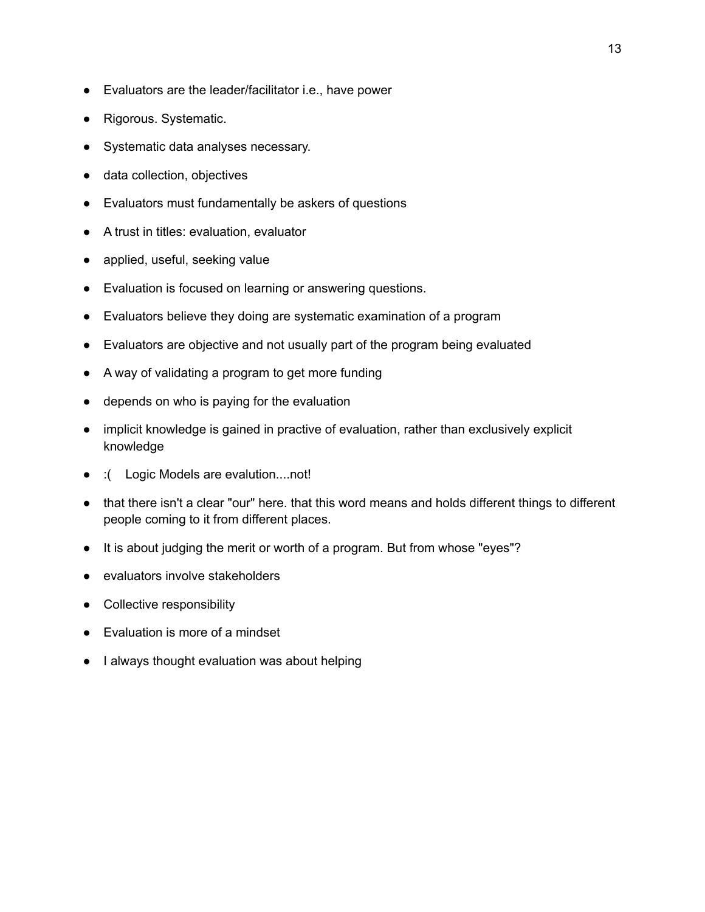- Evaluators are the leader/facilitator i.e., have power
- Rigorous. Systematic.
- Systematic data analyses necessary.
- data collection, objectives
- Evaluators must fundamentally be askers of questions
- A trust in titles: evaluation, evaluator
- applied, useful, seeking value
- Evaluation is focused on learning or answering questions.
- Evaluators believe they doing are systematic examination of a program
- Evaluators are objective and not usually part of the program being evaluated
- A way of validating a program to get more funding
- depends on who is paying for the evaluation
- implicit knowledge is gained in practive of evaluation, rather than exclusively explicit knowledge
- :(    Logic Models are evalution....not!
- that there isn't a clear "our" here. that this word means and holds different things to different people coming to it from different places.
- It is about judging the merit or worth of a program. But from whose "eyes"?
- evaluators involve stakeholders
- Collective responsibility
- Evaluation is more of a mindset
- I always thought evaluation was about helping